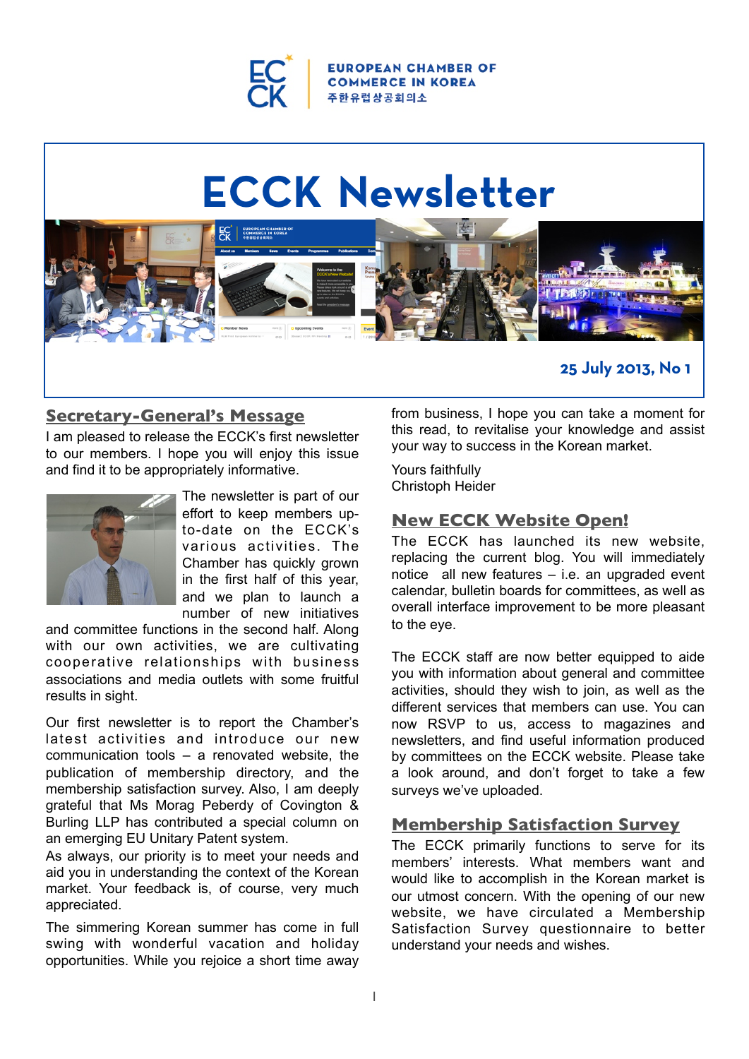EUROPEAN CHAMBER OF COMMERCE IN KOREA
주한유럽상공회의소

# ECCK Newsletter

**25 July 2013, No 1**

## Secretary-General's Message

I am pleased to release the ECCK's first newsletter to our members. I hope you will enjoy this issue and find it to be appropriately informative.

The newsletter is part of our effort to keep members up-to-date on the ECCK's various activities. The Chamber has quickly grown in the first half of this year, and we plan to launch a number of new initiatives and committee functions in the second half. Along with our own activities, we are cultivating cooperative relationships with business associations and media outlets with some fruitful results in sight.

Our first newsletter is to report the Chamber's latest activities and introduce our new communication tools – a renovated website, the publication of membership directory, and the membership satisfaction survey. Also, I am deeply grateful that Ms Morag Peberdy of Covington & Burling LLP has contributed a special column on an emerging EU Unitary Patent system.

As always, our priority is to meet your needs and aid you in understanding the context of the Korean market. Your feedback is, of course, very much appreciated.

The simmering Korean summer has come in full swing with wonderful vacation and holiday opportunities. While you rejoice a short time away from business, I hope you can take a moment for this read, to revitalise your knowledge and assist your way to success in the Korean market.

Yours faithfully
Christoph Heider

## New ECCK Website Open!

The ECCK has launched its new website, replacing the current blog. You will immediately notice all new features – i.e. an upgraded event calendar, bulletin boards for committees, as well as overall interface improvement to be more pleasant to the eye.

The ECCK staff are now better equipped to aide you with information about general and committee activities, should they wish to join, as well as the different services that members can use. You can now RSVP to us, access to magazines and newsletters, and find useful information produced by committees on the ECCK website. Please take a look around, and don't forget to take a few surveys we've uploaded.

## Membership Satisfaction Survey

The ECCK primarily functions to serve for its members' interests. What members want and would like to accomplish in the Korean market is our utmost concern. With the opening of our new website, we have circulated a Membership Satisfaction Survey questionnaire to better understand your needs and wishes.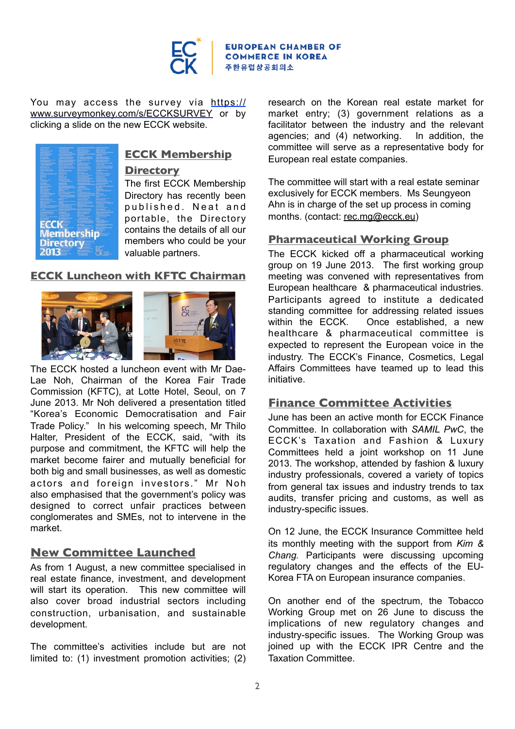You may access the survey via https://www.surveymonkey.com/s/ECCKSURVEY or by clicking a slide on the new ECCK website.

## ECCK Membership Directory

The first ECCK Membership Directory has recently been published. Neat and portable, the Directory contains the details of all our members who could be your valuable partners.

## ECCK Luncheon with KFTC Chairman

The ECCK hosted a luncheon event with Mr Dae-Lae Noh, Chairman of the Korea Fair Trade Commission (KFTC), at Lotte Hotel, Seoul, on 7 June 2013. Mr Noh delivered a presentation titled "Korea's Economic Democratisation and Fair Trade Policy." In his welcoming speech, Mr Thilo Halter, President of the ECCK, said, "with its purpose and commitment, the KFTC will help the market become fairer and mutually beneficial for both big and small businesses, as well as domestic actors and foreign investors." Mr Noh also emphasised that the government's policy was designed to correct unfair practices between conglomerates and SMEs, not to intervene in the market.

## New Committee Launched

As from 1 August, a new committee specialised in real estate finance, investment, and development will start its operation. This new committee will also cover broad industrial sectors including construction, urbanisation, and sustainable development.

The committee's activities include but are not limited to: (1) investment promotion activities; (2) research on the Korean real estate market for market entry; (3) government relations as a facilitator between the industry and the relevant agencies; and (4) networking. In addition, the committee will serve as a representative body for European real estate companies.

The committee will start with a real estate seminar exclusively for ECCK members. Ms Seungyeon Ahn is in charge of the set up process in coming months. (contact: rec.mg@ecck.eu)

## Pharmaceutical Working Group

The ECCK kicked off a pharmaceutical working group on 19 June 2013. The first working group meeting was convened with representatives from European healthcare & pharmaceutical industries. Participants agreed to institute a dedicated standing committee for addressing related issues within the ECCK. Once established, a new healthcare & pharmaceutical committee is expected to represent the European voice in the industry. The ECCK's Finance, Cosmetics, Legal Affairs Committees have teamed up to lead this initiative.

## Finance Committee Activities

June has been an active month for ECCK Finance Committee. In collaboration with *SAMIL PwC*, the ECCK's Taxation and Fashion & Luxury Committees held a joint workshop on 11 June 2013. The workshop, attended by fashion & luxury industry professionals, covered a variety of topics from general tax issues and industry trends to tax audits, transfer pricing and customs, as well as industry-specific issues.

On 12 June, the ECCK Insurance Committee held its monthly meeting with the support from *Kim & Chang*. Participants were discussing upcoming regulatory changes and the effects of the EU-Korea FTA on European insurance companies.

On another end of the spectrum, the Tobacco Working Group met on 26 June to discuss the implications of new regulatory changes and industry-specific issues. The Working Group was joined up with the ECCK IPR Centre and the Taxation Committee.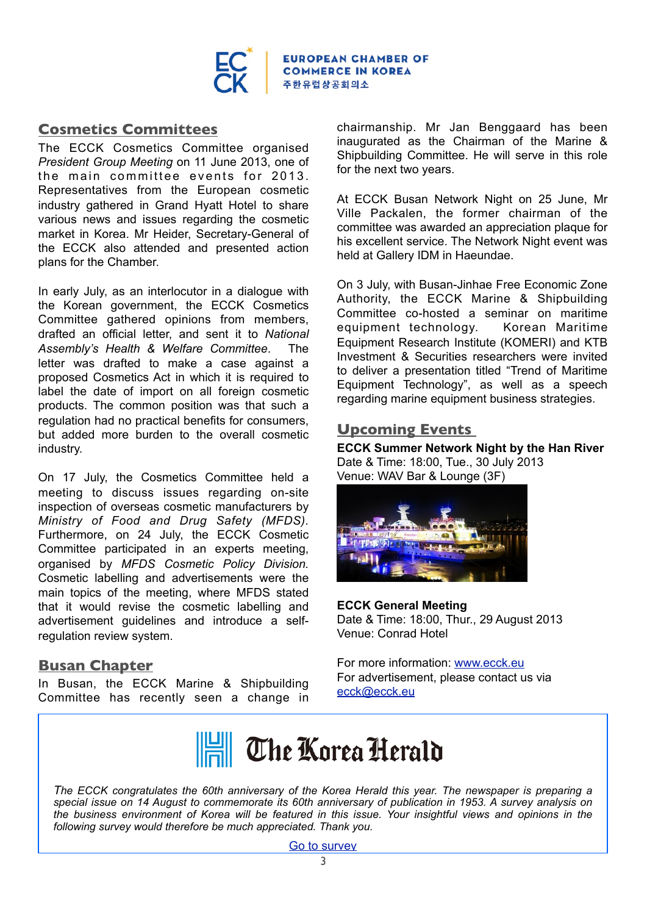## Cosmetics Committees

The ECCK Cosmetics Committee organised *President Group Meeting* on 11 June 2013, one of the main committee events for 2013. Representatives from the European cosmetic industry gathered in Grand Hyatt Hotel to share various news and issues regarding the cosmetic market in Korea. Mr Heider, Secretary-General of the ECCK also attended and presented action plans for the Chamber.

In early July, as an interlocutor in a dialogue with the Korean government, the ECCK Cosmetics Committee gathered opinions from members, drafted an official letter, and sent it to *National Assembly's Health & Welfare Committee*. The letter was drafted to make a case against a proposed Cosmetics Act in which it is required to label the date of import on all foreign cosmetic products. The common position was that such a regulation had no practical benefits for consumers, but added more burden to the overall cosmetic industry.

On 17 July, the Cosmetics Committee held a meeting to discuss issues regarding on-site inspection of overseas cosmetic manufacturers by *Ministry of Food and Drug Safety (MFDS)*. Furthermore, on 24 July, the ECCK Cosmetic Committee participated in an experts meeting, organised by *MFDS Cosmetic Policy Division.* Cosmetic labelling and advertisements were the main topics of the meeting, where MFDS stated that it would revise the cosmetic labelling and advertisement guidelines and introduce a self-regulation review system.

## Busan Chapter

In Busan, the ECCK Marine & Shipbuilding Committee has recently seen a change in chairmanship. Mr Jan Benggaard has been inaugurated as the Chairman of the Marine & Shipbuilding Committee. He will serve in this role for the next two years.

At ECCK Busan Network Night on 25 June, Mr Ville Packalen, the former chairman of the committee was awarded an appreciation plaque for his excellent service. The Network Night event was held at Gallery IDM in Haeundae.

On 3 July, with Busan-Jinhae Free Economic Zone Authority, the ECCK Marine & Shipbuilding Committee co-hosted a seminar on maritime equipment technology. Korean Maritime Equipment Research Institute (KOMERI) and KTB Investment & Securities researchers were invited to deliver a presentation titled "Trend of Maritime Equipment Technology", as well as a speech regarding marine equipment business strategies.

## Upcoming Events

**ECCK Summer Network Night by the Han River**
Date & Time: 18:00, Tue., 30 July 2013
Venue: WAV Bar & Lounge (3F)

**ECCK General Meeting**
Date & Time: 18:00, Thur., 29 August 2013
Venue: Conrad Hotel

For more information: www.ecck.eu
For advertisement, please contact us via ecck@ecck.eu

---

**The Korea Herald**

*The ECCK congratulates the 60th anniversary of the Korea Herald this year. The newspaper is preparing a special issue on 14 August to commemorate its 60th anniversary of publication in 1953. A survey analysis on the business environment of Korea will be featured in this issue. Your insightful views and opinions in the following survey would therefore be much appreciated. Thank you.*

Go to survey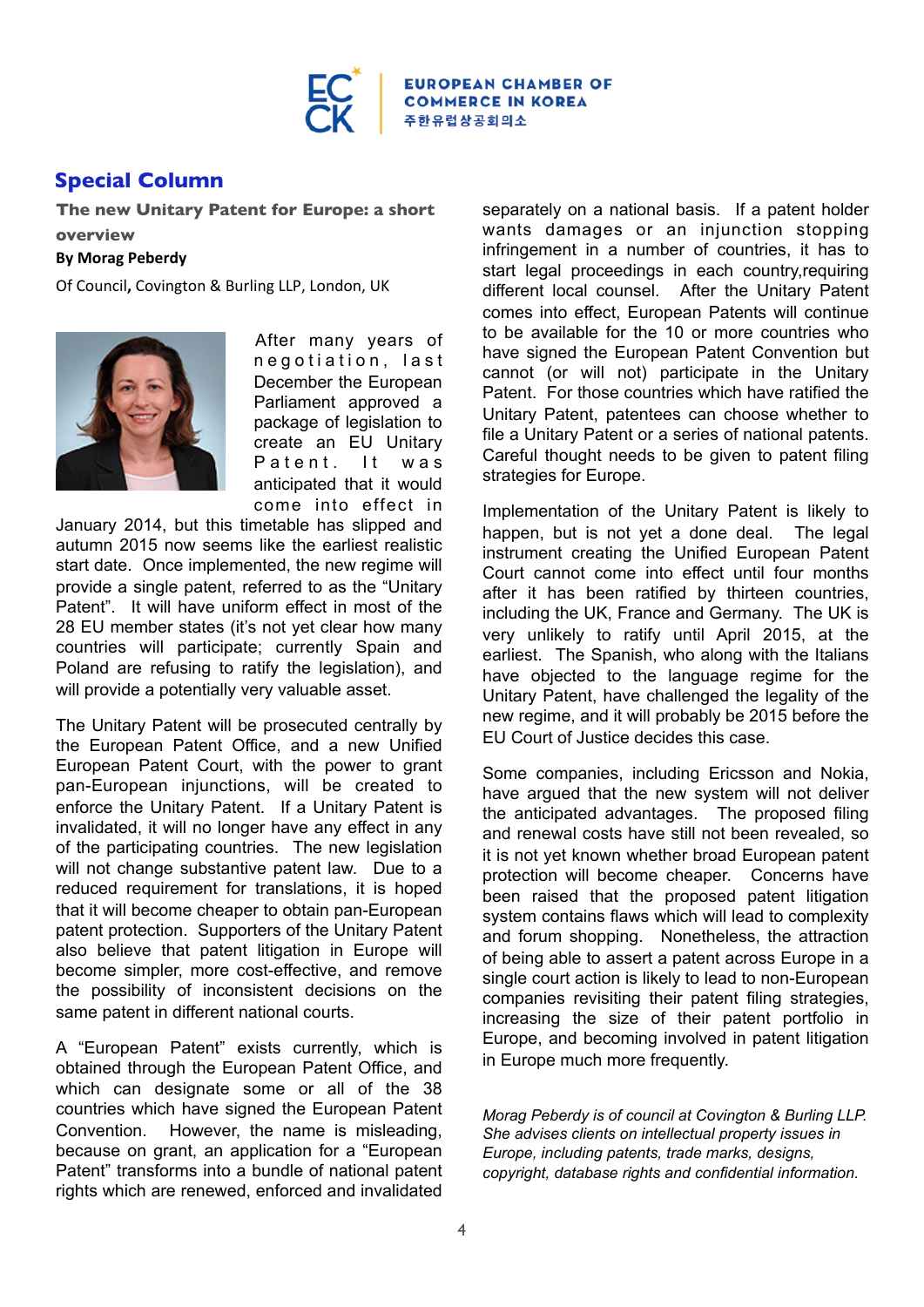EUROPEAN CHAMBER OF COMMERCE IN KOREA
주한유럽상공회의소

## Special Column

### The new Unitary Patent for Europe: a short overview

**By Morag Peberdy**

Of Council, Covington & Burling LLP, London, UK

After many years of negotiation, last December the European Parliament approved a package of legislation to create an EU Unitary Patent. It was anticipated that it would come into effect in January 2014, but this timetable has slipped and autumn 2015 now seems like the earliest realistic start date. Once implemented, the new regime will provide a single patent, referred to as the "Unitary Patent". It will have uniform effect in most of the 28 EU member states (it's not yet clear how many countries will participate; currently Spain and Poland are refusing to ratify the legislation), and will provide a potentially very valuable asset.

The Unitary Patent will be prosecuted centrally by the European Patent Office, and a new Unified European Patent Court, with the power to grant pan-European injunctions, will be created to enforce the Unitary Patent. If a Unitary Patent is invalidated, it will no longer have any effect in any of the participating countries. The new legislation will not change substantive patent law. Due to a reduced requirement for translations, it is hoped that it will become cheaper to obtain pan-European patent protection. Supporters of the Unitary Patent also believe that patent litigation in Europe will become simpler, more cost-effective, and remove the possibility of inconsistent decisions on the same patent in different national courts.

A "European Patent" exists currently, which is obtained through the European Patent Office, and which can designate some or all of the 38 countries which have signed the European Patent Convention. However, the name is misleading, because on grant, an application for a "European Patent" transforms into a bundle of national patent rights which are renewed, enforced and invalidated separately on a national basis. If a patent holder wants damages or an injunction stopping infringement in a number of countries, it has to start legal proceedings in each country,requiring different local counsel. After the Unitary Patent comes into effect, European Patents will continue to be available for the 10 or more countries who have signed the European Patent Convention but cannot (or will not) participate in the Unitary Patent. For those countries which have ratified the Unitary Patent, patentees can choose whether to file a Unitary Patent or a series of national patents. Careful thought needs to be given to patent filing strategies for Europe.

Implementation of the Unitary Patent is likely to happen, but is not yet a done deal. The legal instrument creating the Unified European Patent Court cannot come into effect until four months after it has been ratified by thirteen countries, including the UK, France and Germany. The UK is very unlikely to ratify until April 2015, at the earliest. The Spanish, who along with the Italians have objected to the language regime for the Unitary Patent, have challenged the legality of the new regime, and it will probably be 2015 before the EU Court of Justice decides this case.

Some companies, including Ericsson and Nokia, have argued that the new system will not deliver the anticipated advantages. The proposed filing and renewal costs have still not been revealed, so it is not yet known whether broad European patent protection will become cheaper. Concerns have been raised that the proposed patent litigation system contains flaws which will lead to complexity and forum shopping. Nonetheless, the attraction of being able to assert a patent across Europe in a single court action is likely to lead to non-European companies revisiting their patent filing strategies, increasing the size of their patent portfolio in Europe, and becoming involved in patent litigation in Europe much more frequently.

*Morag Peberdy is of council at Covington & Burling LLP. She advises clients on intellectual property issues in Europe, including patents, trade marks, designs, copyright, database rights and confidential information.*